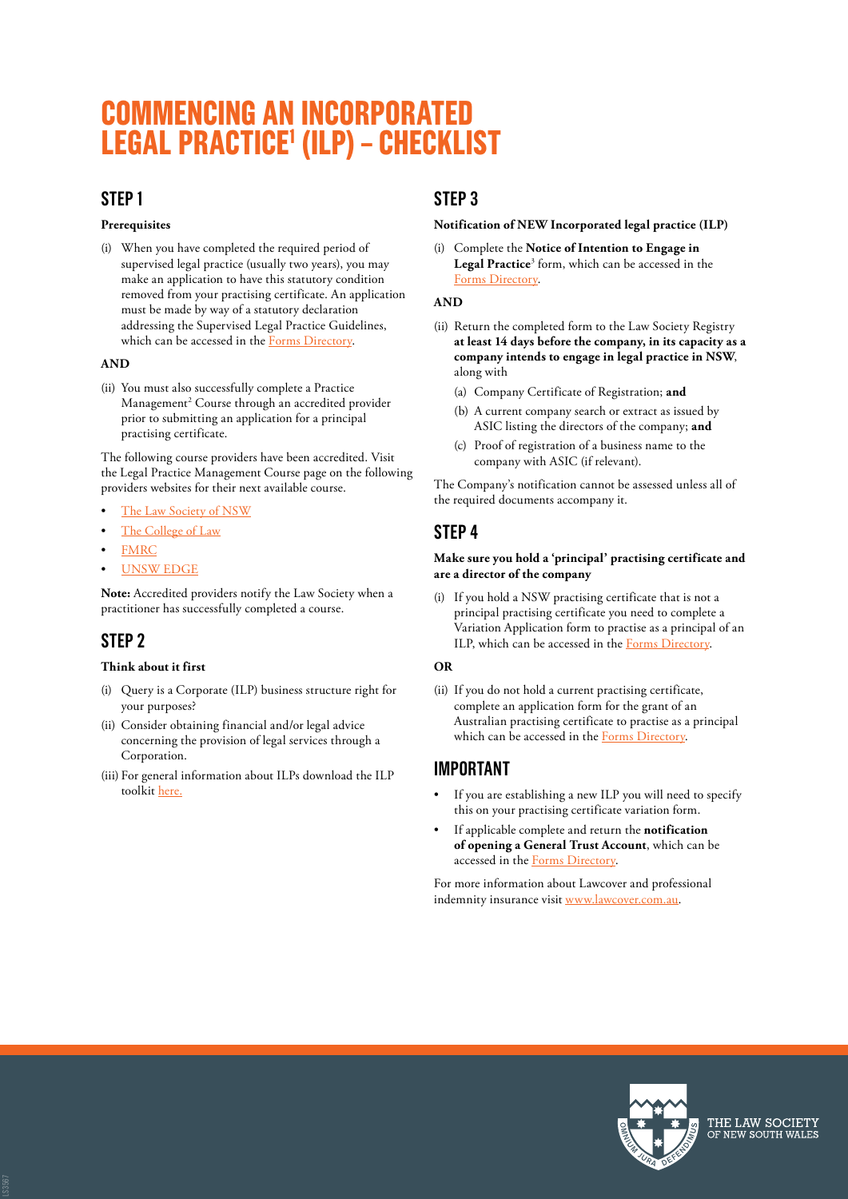# COMMENCING AN INCORPORATED LEGAL PRACTICE[1] (ILP) – CHECKLIST

## STEP 1

**Prerequisites**

(i) When you have completed the required period of supervised legal practice (usually two years), you may make an application to have this statutory condition removed from your practising certificate. An application must be made by way of a statutory declaration addressing the Supervised Legal Practice Guidelines, which can be accessed in the Forms Directory.

**AND**

(ii) You must also successfully complete a Practice Management[2] Course through an accredited provider prior to submitting an application for a principal practising certificate.

The following course providers have been accredited. Visit the Legal Practice Management Course page on the following providers websites for their next available course.

- The Law Society of NSW
- The College of Law
- FMRC
- UNSW EDGE

**Note:** Accredited providers notify the Law Society when a practitioner has successfully completed a course.

## STEP 2

**Think about it first**

(i) Query is a Corporate (ILP) business structure right for your purposes?

(ii) Consider obtaining financial and/or legal advice concerning the provision of legal services through a Corporation.

(iii) For general information about ILPs download the ILP toolkit here.

## STEP 3

**Notification of NEW Incorporated legal practice (ILP)**

(i) Complete the **Notice of Intention to Engage in Legal Practice**[3] form, which can be accessed in the Forms Directory.

**AND**

(ii) Return the completed form to the Law Society Registry **at least 14 days before the company, in its capacity as a company intends to engage in legal practice in NSW**, along with

(a) Company Certificate of Registration; **and**

(b) A current company search or extract as issued by ASIC listing the directors of the company; **and**

(c) Proof of registration of a business name to the company with ASIC (if relevant).

The Company's notification cannot be assessed unless all of the required documents accompany it.

## STEP 4

**Make sure you hold a 'principal' practising certificate and are a director of the company**

(i) If you hold a NSW practising certificate that is not a principal practising certificate you need to complete a Variation Application form to practise as a principal of an ILP, which can be accessed in the Forms Directory.

**OR**

(ii) If you do not hold a current practising certificate, complete an application form for the grant of an Australian practising certificate to practise as a principal which can be accessed in the Forms Directory.

## IMPORTANT

- If you are establishing a new ILP you will need to specify this on your practising certificate variation form.
- If applicable complete and return the **notification of opening a General Trust Account**, which can be accessed in the Forms Directory.

For more information about Lawcover and professional indemnity insurance visit www.lawcover.com.au.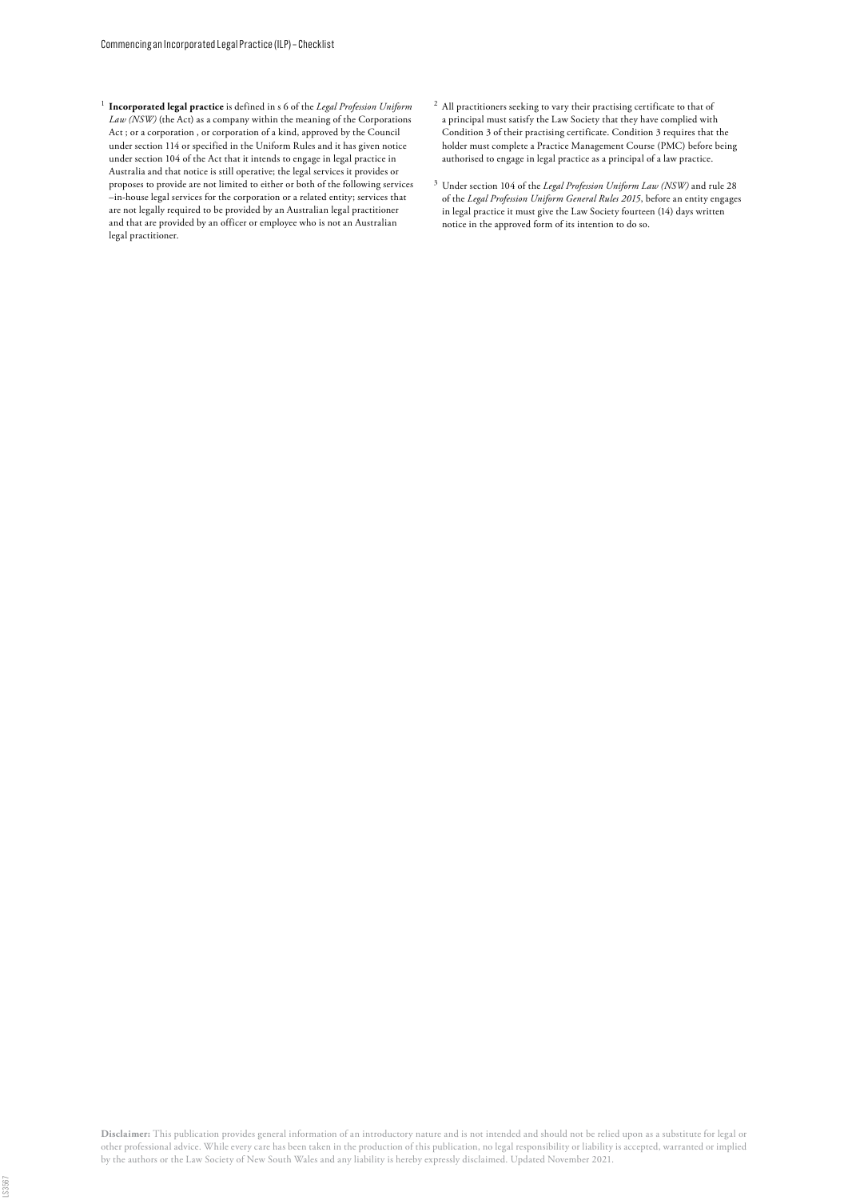[1] **Incorporated legal practice** is defined in s 6 of the *Legal Profession Uniform Law (NSW)* (the Act) as a company within the meaning of the Corporations Act ; or a corporation , or corporation of a kind, approved by the Council under section 114 or specified in the Uniform Rules and it has given notice under section 104 of the Act that it intends to engage in legal practice in Australia and that notice is still operative; the legal services it provides or proposes to provide are not limited to either or both of the following services –in-house legal services for the corporation or a related entity; services that are not legally required to be provided by an Australian legal practitioner and that are provided by an officer or employee who is not an Australian legal practitioner.

[2] All practitioners seeking to vary their practising certificate to that of a principal must satisfy the Law Society that they have complied with Condition 3 of their practising certificate. Condition 3 requires that the holder must complete a Practice Management Course (PMC) before being authorised to engage in legal practice as a principal of a law practice.

[3] Under section 104 of the *Legal Profession Uniform Law (NSW)* and rule 28 of the *Legal Profession Uniform General Rules 2015*, before an entity engages in legal practice it must give the Law Society fourteen (14) days written notice in the approved form of its intention to do so.

**Disclaimer:** This publication provides general information of an introductory nature and is not intended and should not be relied upon as a substitute for legal or other professional advice. While every care has been taken in the production of this publication, no legal responsibility or liability is accepted, warranted or implied by the authors or the Law Society of New South Wales and any liability is hereby expressly disclaimed. Updated November 2021.

LS3567